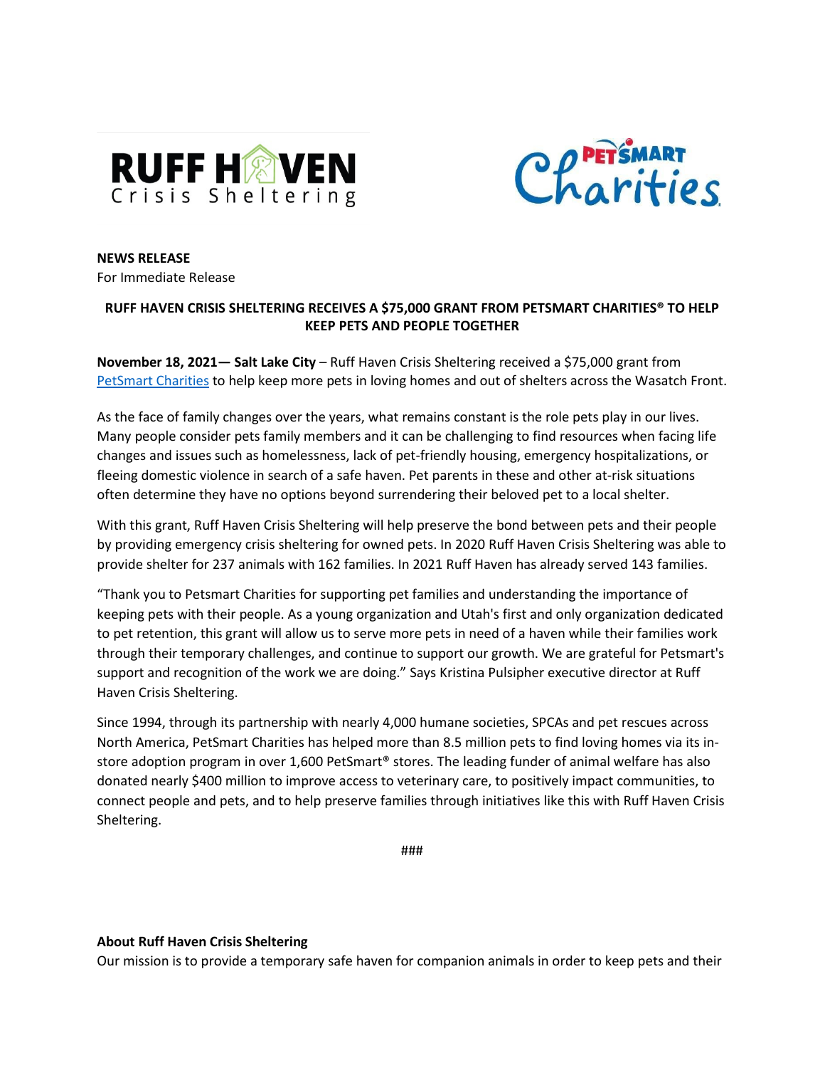**RUFF HAVEN**
Crisis Sheltering

PETSMART Charities

**NEWS RELEASE**
For Immediate Release

**RUFF HAVEN CRISIS SHELTERING RECEIVES A $75,000 GRANT FROM PETSMART CHARITIES® TO HELP KEEP PETS AND PEOPLE TOGETHER**

**November 18, 2021— Salt Lake City** – Ruff Haven Crisis Sheltering received a $75,000 grant from PetSmart Charities to help keep more pets in loving homes and out of shelters across the Wasatch Front.

As the face of family changes over the years, what remains constant is the role pets play in our lives. Many people consider pets family members and it can be challenging to find resources when facing life changes and issues such as homelessness, lack of pet-friendly housing, emergency hospitalizations, or fleeing domestic violence in search of a safe haven. Pet parents in these and other at-risk situations often determine they have no options beyond surrendering their beloved pet to a local shelter.

With this grant, Ruff Haven Crisis Sheltering will help preserve the bond between pets and their people by providing emergency crisis sheltering for owned pets. In 2020 Ruff Haven Crisis Sheltering was able to provide shelter for 237 animals with 162 families. In 2021 Ruff Haven has already served 143 families.

"Thank you to Petsmart Charities for supporting pet families and understanding the importance of keeping pets with their people. As a young organization and Utah's first and only organization dedicated to pet retention, this grant will allow us to serve more pets in need of a haven while their families work through their temporary challenges, and continue to support our growth. We are grateful for Petsmart's support and recognition of the work we are doing." Says Kristina Pulsipher executive director at Ruff Haven Crisis Sheltering.

Since 1994, through its partnership with nearly 4,000 humane societies, SPCAs and pet rescues across North America, PetSmart Charities has helped more than 8.5 million pets to find loving homes via its in-store adoption program in over 1,600 PetSmart® stores. The leading funder of animal welfare has also donated nearly $400 million to improve access to veterinary care, to positively impact communities, to connect people and pets, and to help preserve families through initiatives like this with Ruff Haven Crisis Sheltering.

###

**About Ruff Haven Crisis Sheltering**

Our mission is to provide a temporary safe haven for companion animals in order to keep pets and their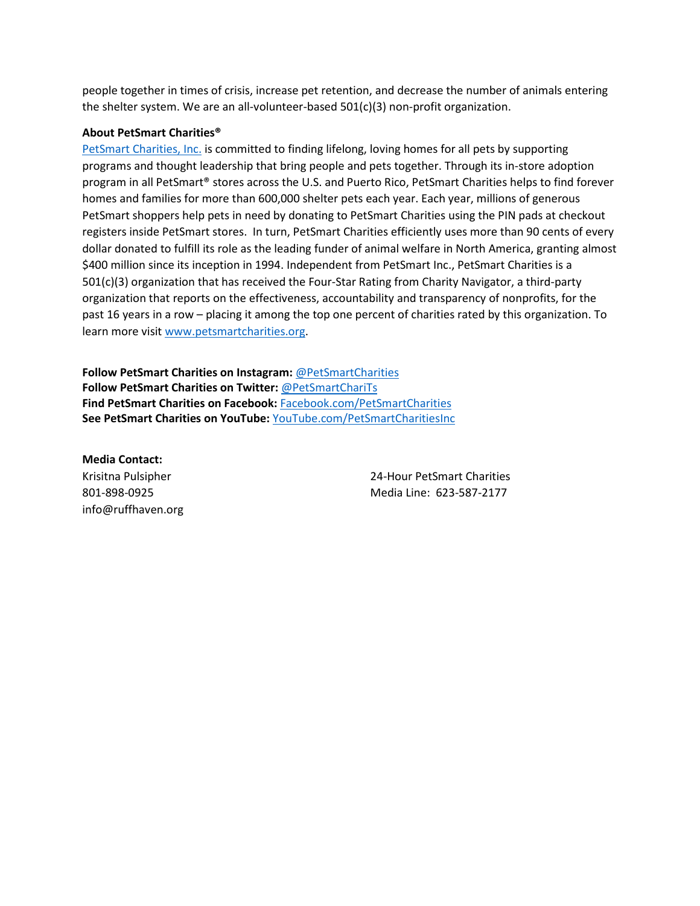people together in times of crisis, increase pet retention, and decrease the number of animals entering the shelter system. We are an all-volunteer-based 501(c)(3) non-profit organization.

**About PetSmart Charities®**

PetSmart Charities, Inc. is committed to finding lifelong, loving homes for all pets by supporting programs and thought leadership that bring people and pets together. Through its in-store adoption program in all PetSmart® stores across the U.S. and Puerto Rico, PetSmart Charities helps to find forever homes and families for more than 600,000 shelter pets each year. Each year, millions of generous PetSmart shoppers help pets in need by donating to PetSmart Charities using the PIN pads at checkout registers inside PetSmart stores. In turn, PetSmart Charities efficiently uses more than 90 cents of every dollar donated to fulfill its role as the leading funder of animal welfare in North America, granting almost $400 million since its inception in 1994. Independent from PetSmart Inc., PetSmart Charities is a 501(c)(3) organization that has received the Four-Star Rating from Charity Navigator, a third-party organization that reports on the effectiveness, accountability and transparency of nonprofits, for the past 16 years in a row – placing it among the top one percent of charities rated by this organization. To learn more visit www.petsmartcharities.org.

**Follow PetSmart Charities on Instagram:** @PetSmartCharities
**Follow PetSmart Charities on Twitter:** @PetSmartChariTs
**Find PetSmart Charities on Facebook:** Facebook.com/PetSmartCharities
**See PetSmart Charities on YouTube:** YouTube.com/PetSmartCharitiesInc

**Media Contact:**
Krisitna Pulsipher
801-898-0925
info@ruffhaven.org

24-Hour PetSmart Charities
Media Line: 623-587-2177